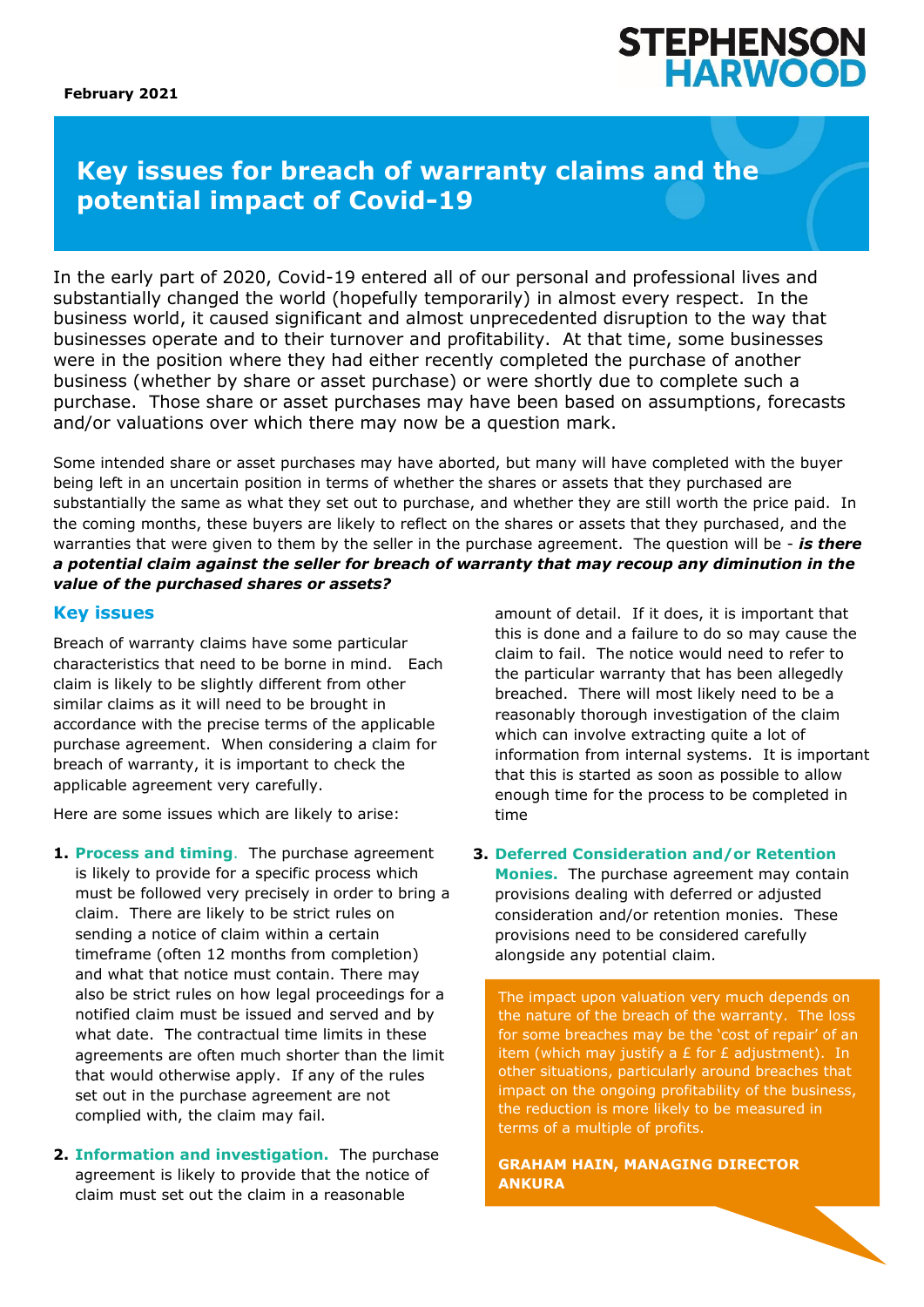February 2021

STEPHENSON HARWOOD

# Key issues for breach of warranty claims and the potential impact of Covid-19

In the early part of 2020, Covid-19 entered all of our personal and professional lives and substantially changed the world (hopefully temporarily) in almost every respect. In the business world, it caused significant and almost unprecedented disruption to the way that businesses operate and to their turnover and profitability. At that time, some businesses were in the position where they had either recently completed the purchase of another business (whether by share or asset purchase) or were shortly due to complete such a purchase. Those share or asset purchases may have been based on assumptions, forecasts and/or valuations over which there may now be a question mark.

Some intended share or asset purchases may have aborted, but many will have completed with the buyer being left in an uncertain position in terms of whether the shares or assets that they purchased are substantially the same as what they set out to purchase, and whether they are still worth the price paid. In the coming months, these buyers are likely to reflect on the shares or assets that they purchased, and the warranties that were given to them by the seller in the purchase agreement. The question will be - ***is there a potential claim against the seller for breach of warranty that may recoup any diminution in the value of the purchased shares or assets?***

## Key issues

Breach of warranty claims have some particular characteristics that need to be borne in mind. Each claim is likely to be slightly different from other similar claims as it will need to be brought in accordance with the precise terms of the applicable purchase agreement. When considering a claim for breach of warranty, it is important to check the applicable agreement very carefully.

Here are some issues which are likely to arise:

1. **Process and timing**. The purchase agreement is likely to provide for a specific process which must be followed very precisely in order to bring a claim. There are likely to be strict rules on sending a notice of claim within a certain timeframe (often 12 months from completion) and what that notice must contain. There may also be strict rules on how legal proceedings for a notified claim must be issued and served and by what date. The contractual time limits in these agreements are often much shorter than the limit that would otherwise apply. If any of the rules set out in the purchase agreement are not complied with, the claim may fail.

2. **Information and investigation.** The purchase agreement is likely to provide that the notice of claim must set out the claim in a reasonable amount of detail. If it does, it is important that this is done and a failure to do so may cause the claim to fail. The notice would need to refer to the particular warranty that has been allegedly breached. There will most likely need to be a reasonably thorough investigation of the claim which can involve extracting quite a lot of information from internal systems. It is important that this is started as soon as possible to allow enough time for the process to be completed in time

3. **Deferred Consideration and/or Retention Monies.** The purchase agreement may contain provisions dealing with deferred or adjusted consideration and/or retention monies. These provisions need to be considered carefully alongside any potential claim.

> The impact upon valuation very much depends on the nature of the breach of the warranty. The loss for some breaches may be the 'cost of repair' of an item (which may justify a £ for £ adjustment). In other situations, particularly around breaches that impact on the ongoing profitability of the business, the reduction is more likely to be measured in terms of a multiple of profits.
>
> **GRAHAM HAIN, MANAGING DIRECTOR ANKURA**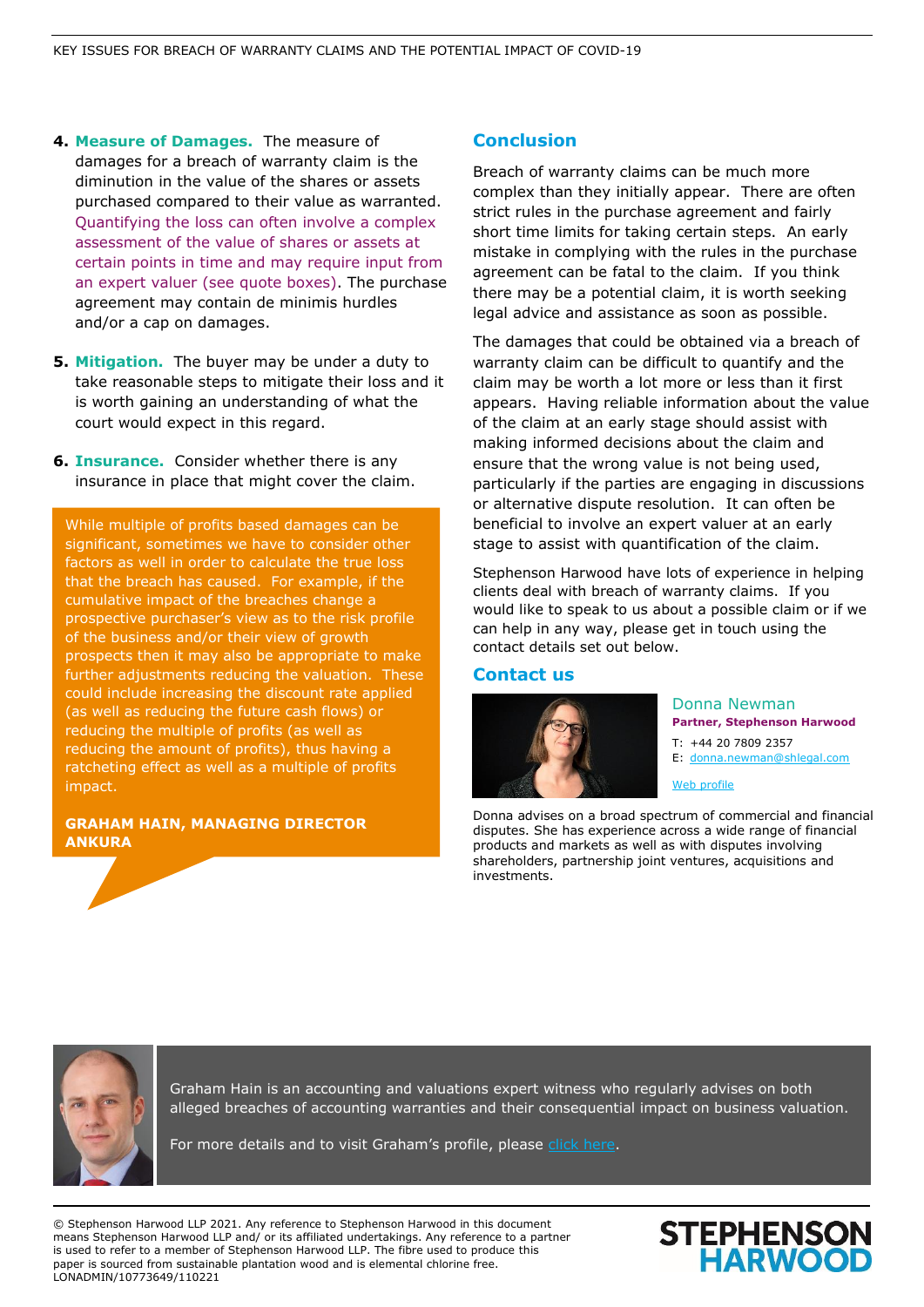4. **Measure of Damages.** The measure of damages for a breach of warranty claim is the diminution in the value of the shares or assets purchased compared to their value as warranted. Quantifying the loss can often involve a complex assessment of the value of shares or assets at certain points in time and may require input from an expert valuer (see quote boxes). The purchase agreement may contain de minimis hurdles and/or a cap on damages.

5. **Mitigation.** The buyer may be under a duty to take reasonable steps to mitigate their loss and it is worth gaining an understanding of what the court would expect in this regard.

6. **Insurance.** Consider whether there is any insurance in place that might cover the claim.

> While multiple of profits based damages can be significant, sometimes we have to consider other factors as well in order to calculate the true loss that the breach has caused. For example, if the cumulative impact of the breaches change a prospective purchaser's view as to the risk profile of the business and/or their view of growth prospects then it may also be appropriate to make further adjustments reducing the valuation. These could include increasing the discount rate applied (as well as reducing the future cash flows) or reducing the multiple of profits (as well as reducing the amount of profits), thus having a ratcheting effect as well as a multiple of profits impact.
>
> **GRAHAM HAIN, MANAGING DIRECTOR ANKURA**

## Conclusion

Breach of warranty claims can be much more complex than they initially appear. There are often strict rules in the purchase agreement and fairly short time limits for taking certain steps. An early mistake in complying with the rules in the purchase agreement can be fatal to the claim. If you think there may be a potential claim, it is worth seeking legal advice and assistance as soon as possible.

The damages that could be obtained via a breach of warranty claim can be difficult to quantify and the claim may be worth a lot more or less than it first appears. Having reliable information about the value of the claim at an early stage should assist with making informed decisions about the claim and ensure that the wrong value is not being used, particularly if the parties are engaging in discussions or alternative dispute resolution. It can often be beneficial to involve an expert valuer at an early stage to assist with quantification of the claim.

Stephenson Harwood have lots of experience in helping clients deal with breach of warranty claims. If you would like to speak to us about a possible claim or if we can help in any way, please get in touch using the contact details set out below.

## Contact us

**Donna Newman**
**Partner, Stephenson Harwood**
T: +44 20 7809 2357
E: donna.newman@shlegal.com
Web profile

Donna advises on a broad spectrum of commercial and financial disputes. She has experience across a wide range of financial products and markets as well as with disputes involving shareholders, partnership joint ventures, acquisitions and investments.

Graham Hain is an accounting and valuations expert witness who regularly advises on both alleged breaches of accounting warranties and their consequential impact on business valuation.

For more details and to visit Graham's profile, please click here.

© Stephenson Harwood LLP 2021. Any reference to Stephenson Harwood in this document means Stephenson Harwood LLP and/ or its affiliated undertakings. Any reference to a partner is used to refer to a member of Stephenson Harwood LLP. The fibre used to produce this paper is sourced from sustainable plantation wood and is elemental chlorine free.
LONADMIN/10773649/110221

STEPHENSON HARWOOD